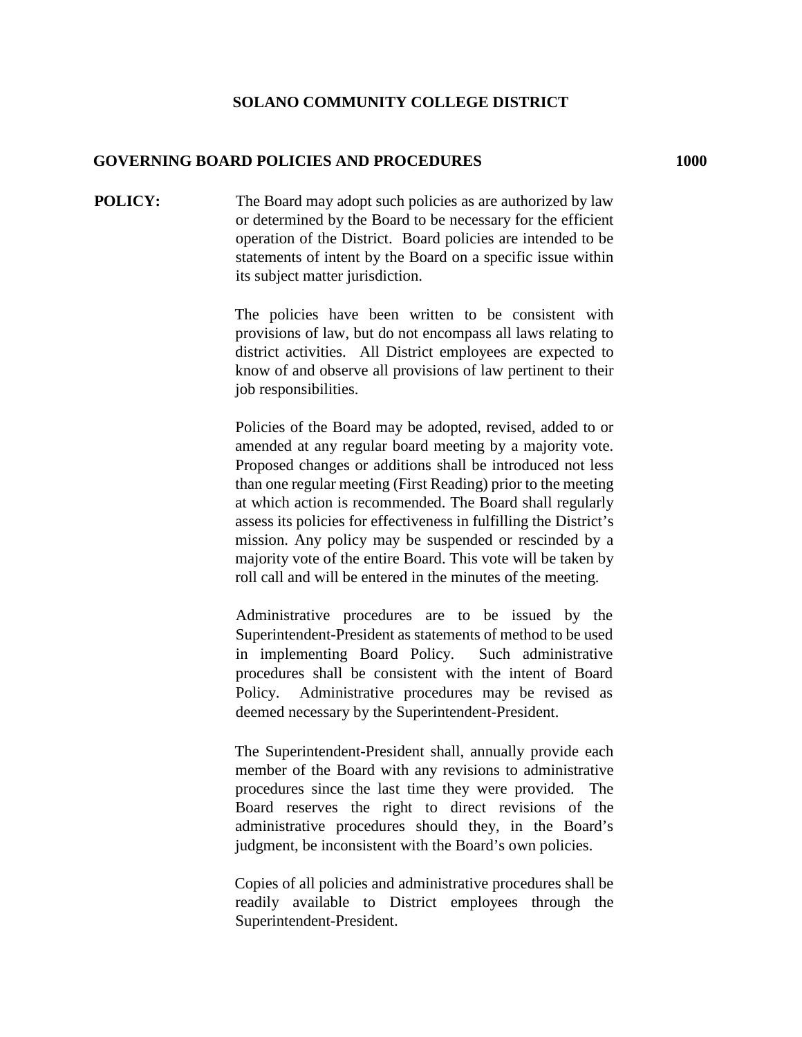# SOLANO COMMUNITY COLLEGE DISTRICT

## GOVERNING BOARD POLICIES AND PROCEDURES 1000

**POLICY:**

The Board may adopt such policies as are authorized by law or determined by the Board to be necessary for the efficient operation of the District. Board policies are intended to be statements of intent by the Board on a specific issue within its subject matter jurisdiction.

The policies have been written to be consistent with provisions of law, but do not encompass all laws relating to district activities. All District employees are expected to know of and observe all provisions of law pertinent to their job responsibilities.

Policies of the Board may be adopted, revised, added to or amended at any regular board meeting by a majority vote. Proposed changes or additions shall be introduced not less than one regular meeting (First Reading) prior to the meeting at which action is recommended. The Board shall regularly assess its policies for effectiveness in fulfilling the District's mission. Any policy may be suspended or rescinded by a majority vote of the entire Board. This vote will be taken by roll call and will be entered in the minutes of the meeting.

Administrative procedures are to be issued by the Superintendent-President as statements of method to be used in implementing Board Policy. Such administrative procedures shall be consistent with the intent of Board Policy. Administrative procedures may be revised as deemed necessary by the Superintendent-President.

The Superintendent-President shall, annually provide each member of the Board with any revisions to administrative procedures since the last time they were provided. The Board reserves the right to direct revisions of the administrative procedures should they, in the Board's judgment, be inconsistent with the Board's own policies.

Copies of all policies and administrative procedures shall be readily available to District employees through the Superintendent-President.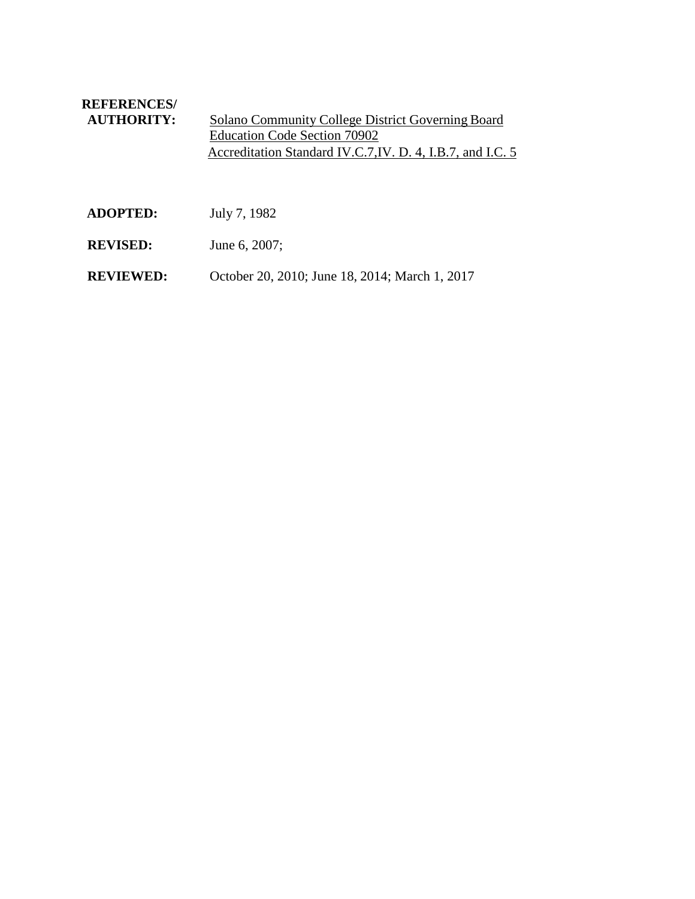**REFERENCES/ AUTHORITY:** Solano Community College District Governing Board
Education Code Section 70902
Accreditation Standard IV.C.7,IV. D. 4, I.B.7, and I.C. 5

**ADOPTED:** July 7, 1982

**REVISED:** June 6, 2007;

**REVIEWED:** October 20, 2010; June 18, 2014; March 1, 2017